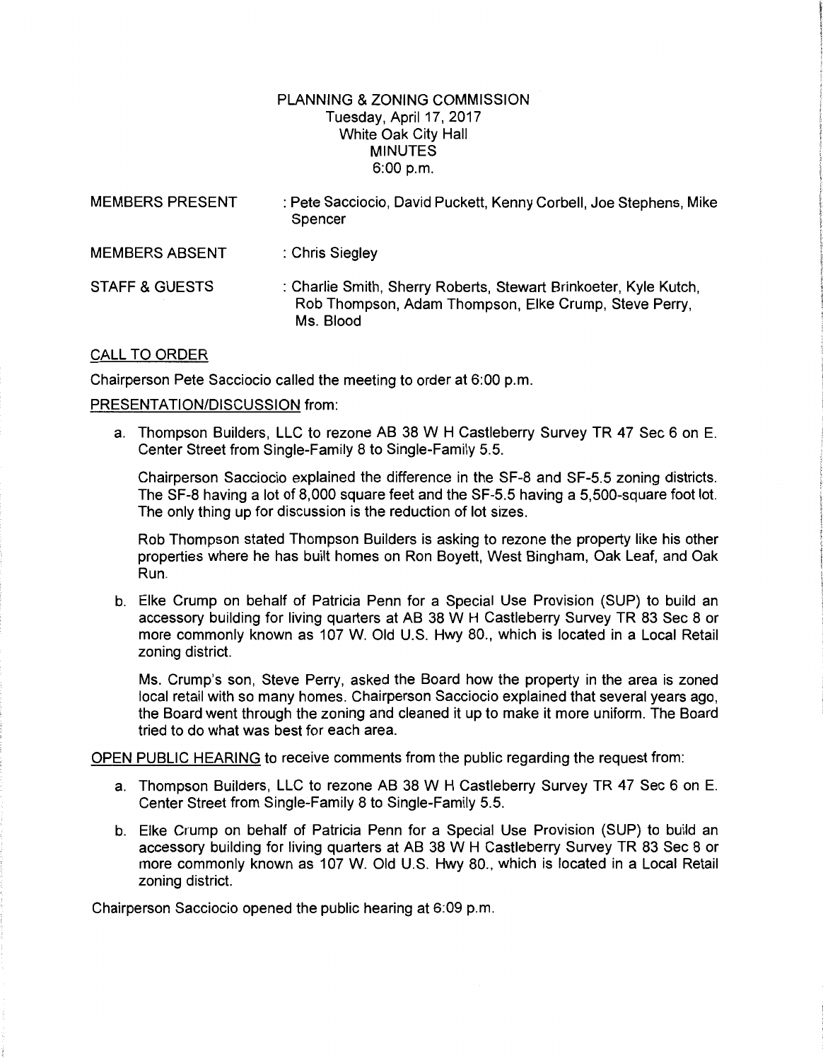PLANNING & ZONING COMMISSION
Tuesday, April 17, 2017
White Oak City Hall
MINUTES
6:00 p.m.

MEMBERS PRESENT : Pete Sacciocio, David Puckett, Kenny Corbell, Joe Stephens, Mike Spencer

MEMBERS ABSENT : Chris Siegley

STAFF & GUESTS : Charlie Smith, Sherry Roberts, Stewart Brinkoeter, Kyle Kutch, Rob Thompson, Adam Thompson, Elke Crump, Steve Perry, Ms. Blood

CALL TO ORDER

Chairperson Pete Sacciocio called the meeting to order at 6:00 p.m.

PRESENTATION/DISCUSSION from:

a. Thompson Builders, LLC to rezone AB 38 W H Castleberry Survey TR 47 Sec 6 on E. Center Street from Single-Family 8 to Single-Family 5.5.

   Chairperson Sacciocio explained the difference in the SF-8 and SF-5.5 zoning districts. The SF-8 having a lot of 8,000 square feet and the SF-5.5 having a 5,500-square foot lot. The only thing up for discussion is the reduction of lot sizes.

   Rob Thompson stated Thompson Builders is asking to rezone the property like his other properties where he has built homes on Ron Boyett, West Bingham, Oak Leaf, and Oak Run.

b. Elke Crump on behalf of Patricia Penn for a Special Use Provision (SUP) to build an accessory building for living quarters at AB 38 W H Castleberry Survey TR 83 Sec 8 or more commonly known as 107 W. Old U.S. Hwy 80., which is located in a Local Retail zoning district.

   Ms. Crump's son, Steve Perry, asked the Board how the property in the area is zoned local retail with so many homes. Chairperson Sacciocio explained that several years ago, the Board went through the zoning and cleaned it up to make it more uniform. The Board tried to do what was best for each area.

OPEN PUBLIC HEARING to receive comments from the public regarding the request from:

a. Thompson Builders, LLC to rezone AB 38 W H Castleberry Survey TR 47 Sec 6 on E. Center Street from Single-Family 8 to Single-Family 5.5.

b. Elke Crump on behalf of Patricia Penn for a Special Use Provision (SUP) to build an accessory building for living quarters at AB 38 W H Castleberry Survey TR 83 Sec 8 or more commonly known as 107 W. Old U.S. Hwy 80., which is located in a Local Retail zoning district.

Chairperson Sacciocio opened the public hearing at 6:09 p.m.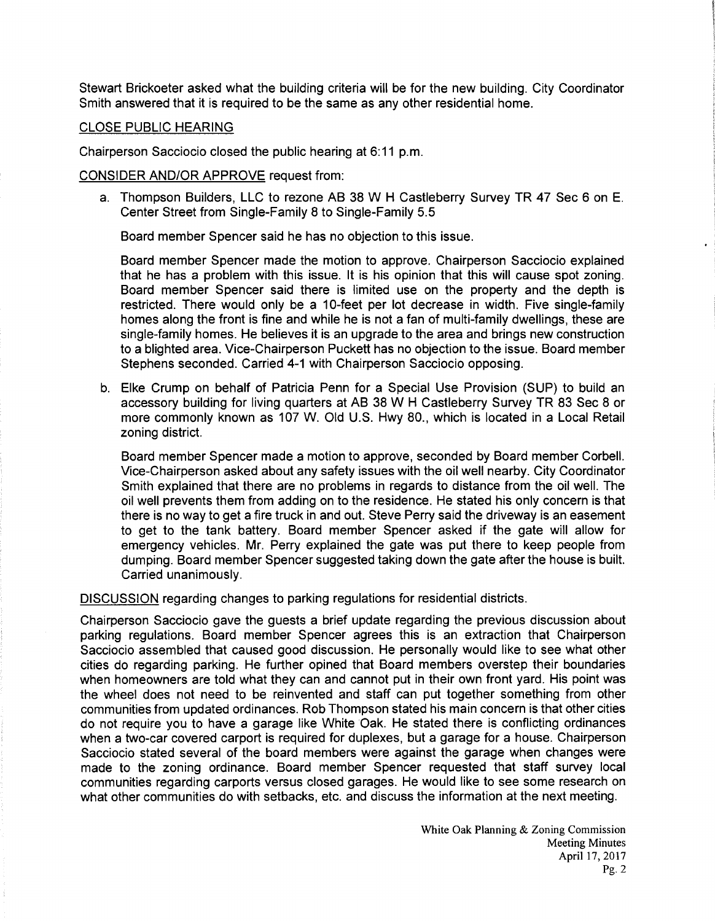Stewart Brickoeter asked what the building criteria will be for the new building. City Coordinator Smith answered that it is required to be the same as any other residential home.

<u>CLOSE PUBLIC HEARING</u>

Chairperson Sacciocio closed the public hearing at 6:11 p.m.

<u>CONSIDER AND/OR APPROVE</u> request from:

a. Thompson Builders, LLC to rezone AB 38 W H Castleberry Survey TR 47 Sec 6 on E. Center Street from Single-Family 8 to Single-Family 5.5

   Board member Spencer said he has no objection to this issue.

   Board member Spencer made the motion to approve. Chairperson Sacciocio explained that he has a problem with this issue. It is his opinion that this will cause spot zoning. Board member Spencer said there is limited use on the property and the depth is restricted. There would only be a 10-feet per lot decrease in width. Five single-family homes along the front is fine and while he is not a fan of multi-family dwellings, these are single-family homes. He believes it is an upgrade to the area and brings new construction to a blighted area. Vice-Chairperson Puckett has no objection to the issue. Board member Stephens seconded. Carried 4-1 with Chairperson Sacciocio opposing.

b. Elke Crump on behalf of Patricia Penn for a Special Use Provision (SUP) to build an accessory building for living quarters at AB 38 W H Castleberry Survey TR 83 Sec 8 or more commonly known as 107 W. Old U.S. Hwy 80., which is located in a Local Retail zoning district.

   Board member Spencer made a motion to approve, seconded by Board member Corbell. Vice-Chairperson asked about any safety issues with the oil well nearby. City Coordinator Smith explained that there are no problems in regards to distance from the oil well. The oil well prevents them from adding on to the residence. He stated his only concern is that there is no way to get a fire truck in and out. Steve Perry said the driveway is an easement to get to the tank battery. Board member Spencer asked if the gate will allow for emergency vehicles. Mr. Perry explained the gate was put there to keep people from dumping. Board member Spencer suggested taking down the gate after the house is built. Carried unanimously.

<u>DISCUSSION</u> regarding changes to parking regulations for residential districts.

Chairperson Sacciocio gave the guests a brief update regarding the previous discussion about parking regulations. Board member Spencer agrees this is an extraction that Chairperson Sacciocio assembled that caused good discussion. He personally would like to see what other cities do regarding parking. He further opined that Board members overstep their boundaries when homeowners are told what they can and cannot put in their own front yard. His point was the wheel does not need to be reinvented and staff can put together something from other communities from updated ordinances. Rob Thompson stated his main concern is that other cities do not require you to have a garage like White Oak. He stated there is conflicting ordinances when a two-car covered carport is required for duplexes, but a garage for a house. Chairperson Sacciocio stated several of the board members were against the garage when changes were made to the zoning ordinance. Board member Spencer requested that staff survey local communities regarding carports versus closed garages. He would like to see some research on what other communities do with setbacks, etc. and discuss the information at the next meeting.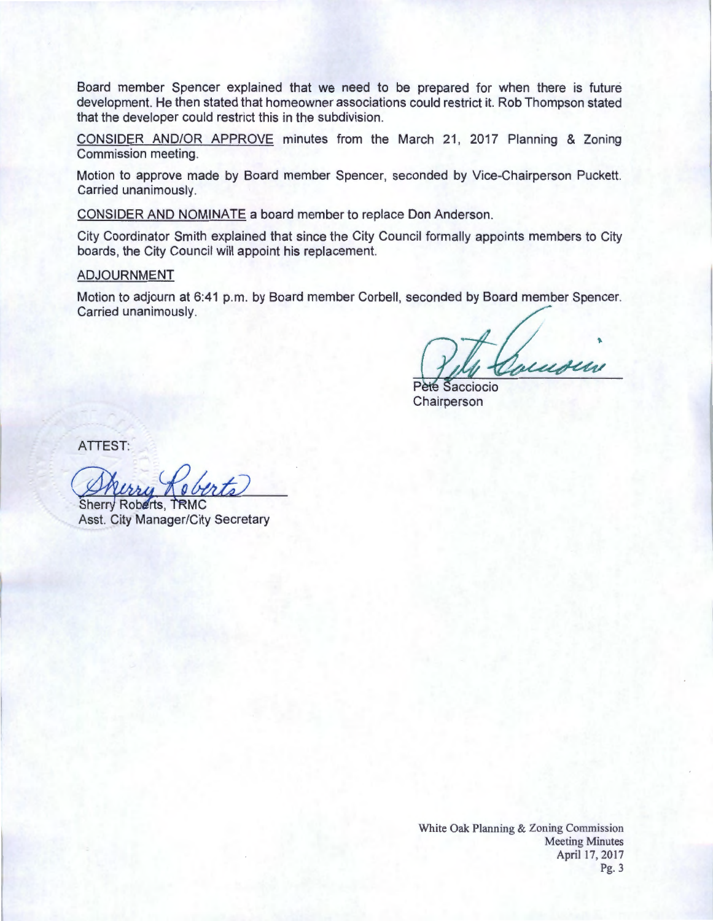Board member Spencer explained that we need to be prepared for when there is future development. He then stated that homeowner associations could restrict it. Rob Thompson stated that the developer could restrict this in the subdivision.

CONSIDER AND/OR APPROVE minutes from the March 21, 2017 Planning & Zoning Commission meeting.

Motion to approve made by Board member Spencer, seconded by Vice-Chairperson Puckett. Carried unanimously.

CONSIDER AND NOMINATE a board member to replace Don Anderson.

City Coordinator Smith explained that since the City Council formally appoints members to City boards, the City Council will appoint his replacement.

ADJOURNMENT

Motion to adjourn at 6:41 p.m. by Board member Corbell, seconded by Board member Spencer. Carried unanimously.

Pete Sacciocio
Chairperson

ATTEST:

Sherry Roberts, TRMC
Asst. City Manager/City Secretary

White Oak Planning & Zoning Commission
Meeting Minutes
April 17, 2017